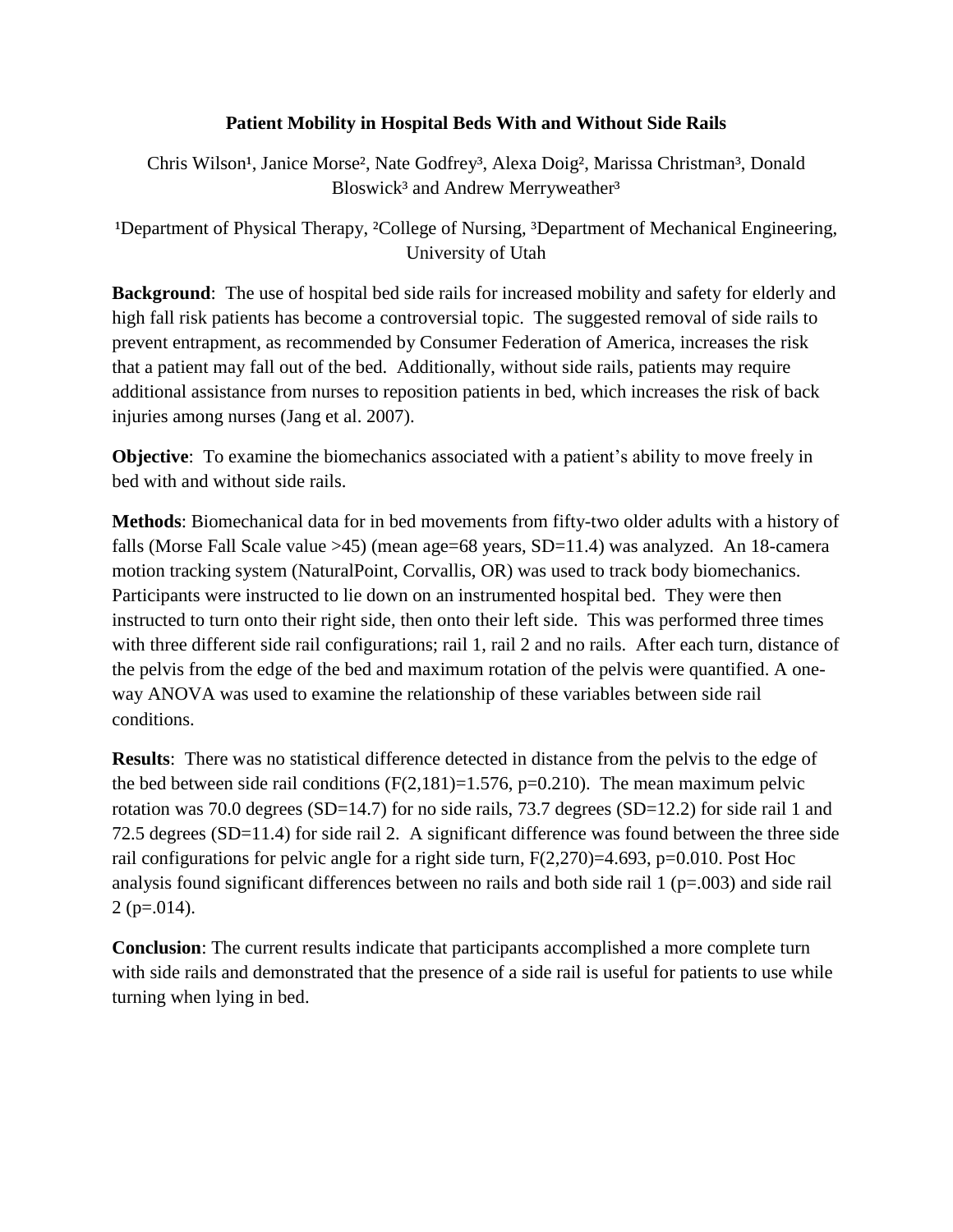# Patient Mobility in Hospital Beds With and Without Side Rails

Chris Wilson[1], Janice Morse[2], Nate Godfrey[3], Alexa Doig[2], Marissa Christman[3], Donald Bloswick[3] and Andrew Merryweather[3]

[1]Department of Physical Therapy, [2]College of Nursing, [3]Department of Mechanical Engineering, University of Utah

**Background**: The use of hospital bed side rails for increased mobility and safety for elderly and high fall risk patients has become a controversial topic. The suggested removal of side rails to prevent entrapment, as recommended by Consumer Federation of America, increases the risk that a patient may fall out of the bed. Additionally, without side rails, patients may require additional assistance from nurses to reposition patients in bed, which increases the risk of back injuries among nurses (Jang et al. 2007).

**Objective**: To examine the biomechanics associated with a patient's ability to move freely in bed with and without side rails.

**Methods**: Biomechanical data for in bed movements from fifty-two older adults with a history of falls (Morse Fall Scale value >45) (mean age=68 years, SD=11.4) was analyzed. An 18-camera motion tracking system (NaturalPoint, Corvallis, OR) was used to track body biomechanics. Participants were instructed to lie down on an instrumented hospital bed. They were then instructed to turn onto their right side, then onto their left side. This was performed three times with three different side rail configurations; rail 1, rail 2 and no rails. After each turn, distance of the pelvis from the edge of the bed and maximum rotation of the pelvis were quantified. A one-way ANOVA was used to examine the relationship of these variables between side rail conditions.

**Results**: There was no statistical difference detected in distance from the pelvis to the edge of the bed between side rail conditions ($F(2,181)=1.576$, $p=0.210$). The mean maximum pelvic rotation was 70.0 degrees (SD=14.7) for no side rails, 73.7 degrees (SD=12.2) for side rail 1 and 72.5 degrees (SD=11.4) for side rail 2. A significant difference was found between the three side rail configurations for pelvic angle for a right side turn, $F(2,270)=4.693$, $p=0.010$. Post Hoc analysis found significant differences between no rails and both side rail 1 ($p=.003$) and side rail 2 ($p=.014$).

**Conclusion**: The current results indicate that participants accomplished a more complete turn with side rails and demonstrated that the presence of a side rail is useful for patients to use while turning when lying in bed.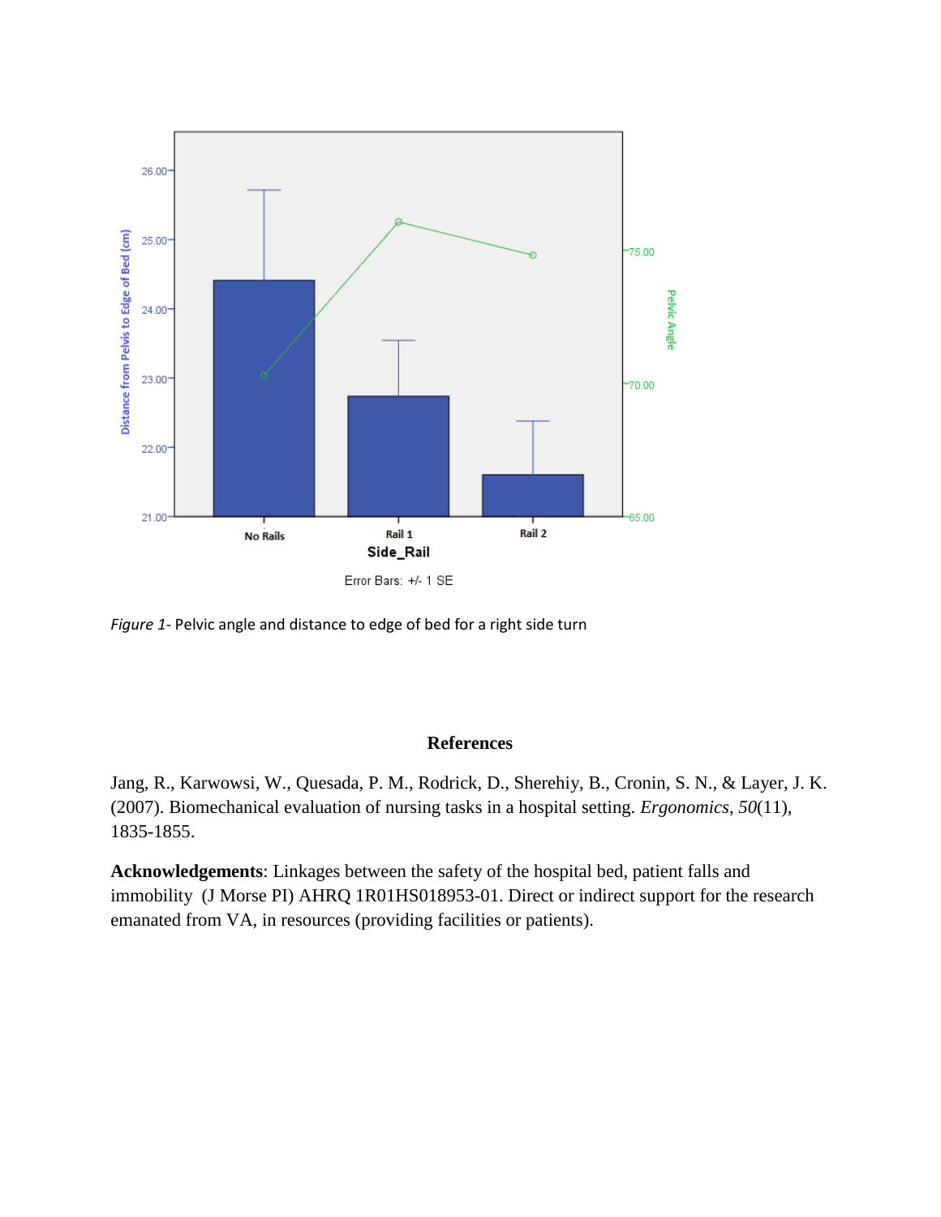26.00
25.00
24.00
23.00
22.00
21.00

Distance from Pelvis to Edge of Bed (cm)

75.00
70.00
65.00

Pelvic Angle

No Rails
Rail 1
Rail 2

Side_Rail

Error Bars: +/- 1 SE

*Figure 1*- Pelvic angle and distance to edge of bed for a right side turn

## References

Jang, R., Karwowsi, W., Quesada, P. M., Rodrick, D., Sherehiy, B., Cronin, S. N., & Layer, J. K. (2007). Biomechanical evaluation of nursing tasks in a hospital setting. *Ergonomics*, *50*(11), 1835-1855.

**Acknowledgements**: Linkages between the safety of the hospital bed, patient falls and immobility (J Morse PI) AHRQ 1R01HS018953-01. Direct or indirect support for the research emanated from VA, in resources (providing facilities or patients).